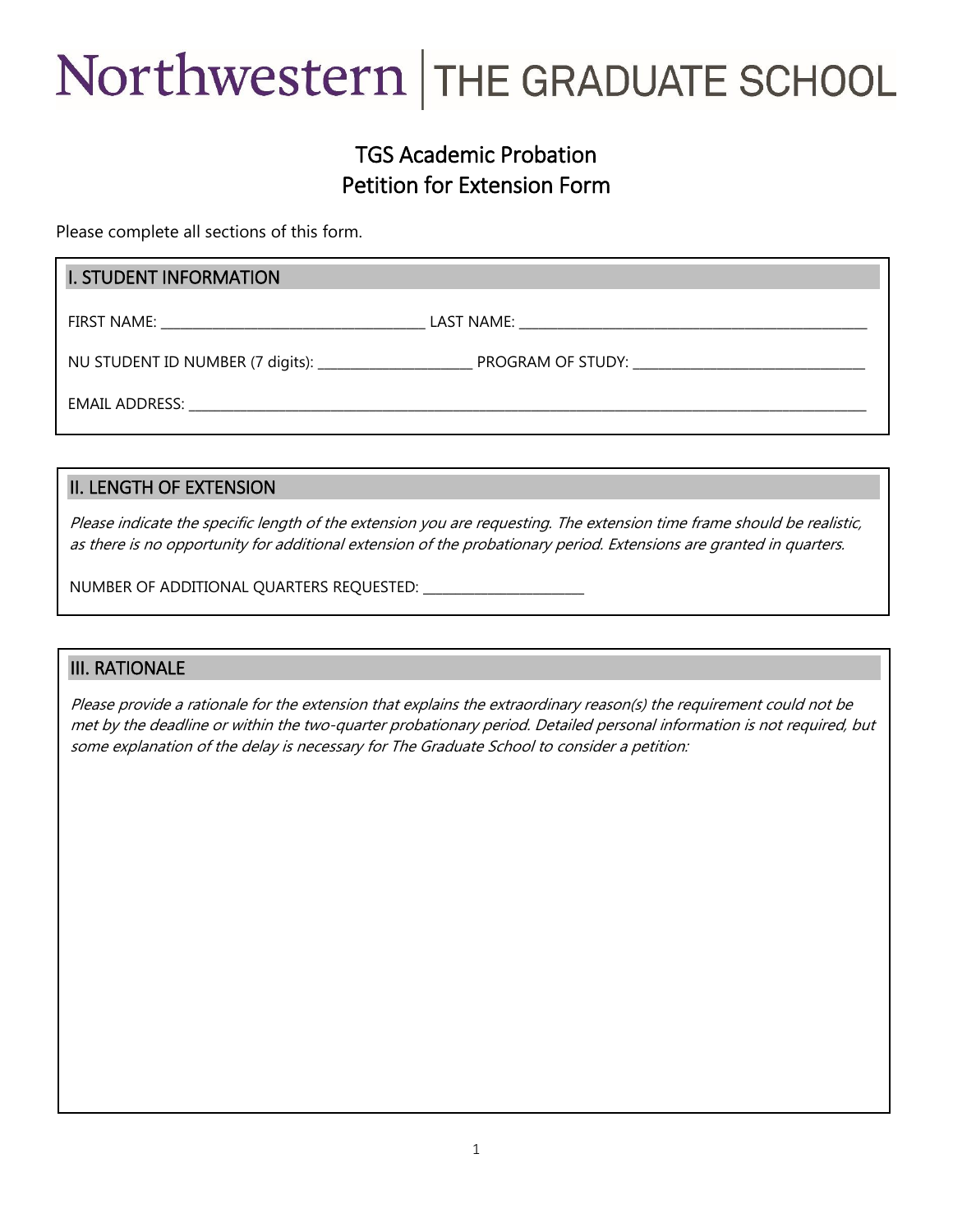# Northwestern | THE GRADUATE SCHOOL

## TGS Academic Probation
## Petition for Extension Form

Please complete all sections of this form.

### I. STUDENT INFORMATION

FIRST NAME: ______________________________ LAST NAME: ________________________________________

NU STUDENT ID NUMBER (7 digits): __________________ PROGRAM OF STUDY: ____________________________

EMAIL ADDRESS: ________________________________________________________________________________

### II. LENGTH OF EXTENSION

*Please indicate the specific length of the extension you are requesting. The extension time frame should be realistic, as there is no opportunity for additional extension of the probationary period. Extensions are granted in quarters.*

NUMBER OF ADDITIONAL QUARTERS REQUESTED: ____________________

### III. RATIONALE

*Please provide a rationale for the extension that explains the extraordinary reason(s) the requirement could not be met by the deadline or within the two-quarter probationary period. Detailed personal information is not required, but some explanation of the delay is necessary for The Graduate School to consider a petition:*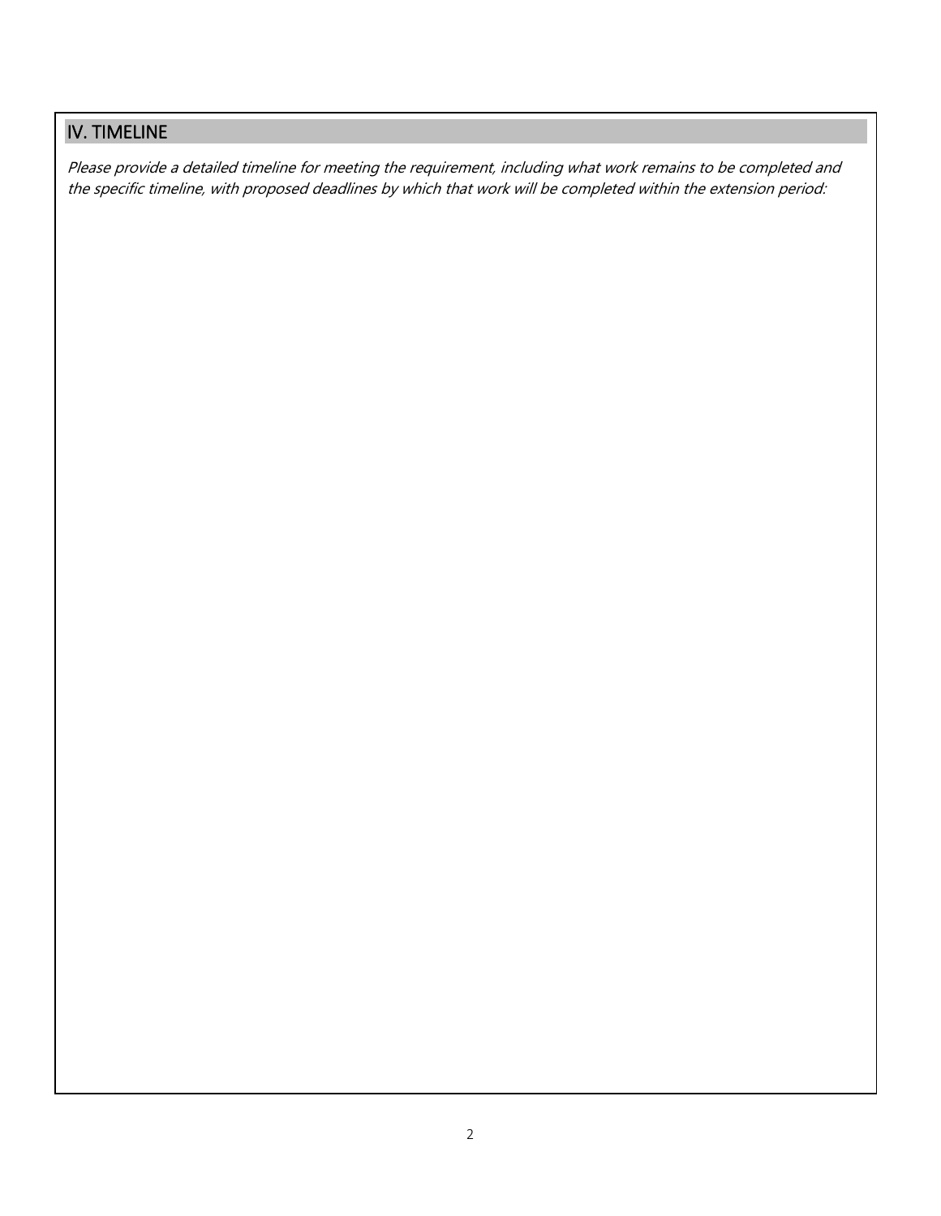## IV. TIMELINE

*Please provide a detailed timeline for meeting the requirement, including what work remains to be completed and the specific timeline, with proposed deadlines by which that work will be completed within the extension period:*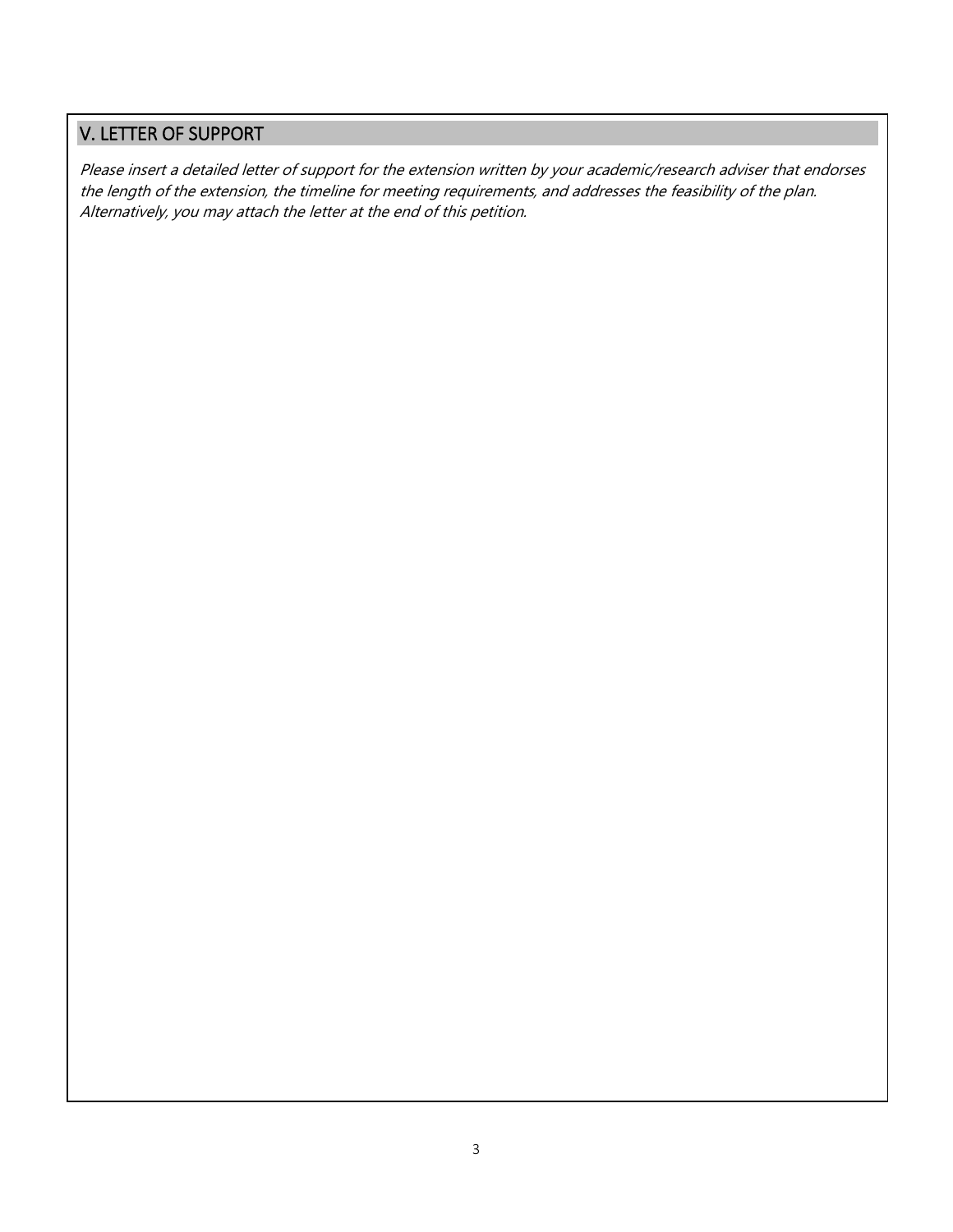## V. LETTER OF SUPPORT

*Please insert a detailed letter of support for the extension written by your academic/research adviser that endorses the length of the extension, the timeline for meeting requirements, and addresses the feasibility of the plan. Alternatively, you may attach the letter at the end of this petition.*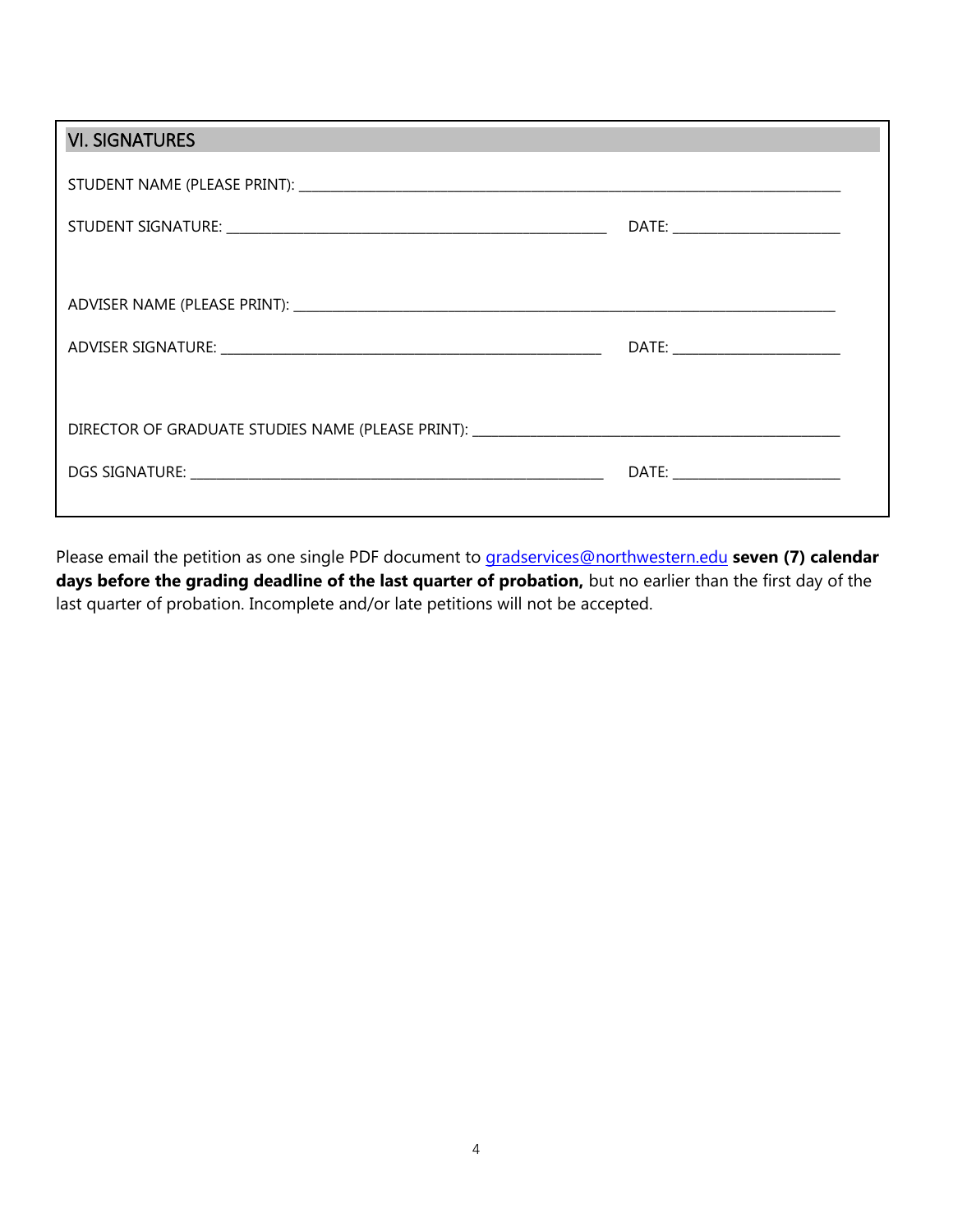## VI. SIGNATURES

STUDENT NAME (PLEASE PRINT): ____________________________________________

STUDENT SIGNATURE: ______________________________ DATE: ______________

ADVISER NAME (PLEASE PRINT): ____________________________________________

ADVISER SIGNATURE: ______________________________ DATE: ______________

DIRECTOR OF GRADUATE STUDIES NAME (PLEASE PRINT): ______________________________

DGS SIGNATURE: ______________________________ DATE: ______________

Please email the petition as one single PDF document to gradservices@northwestern.edu **seven (7) calendar days before the grading deadline of the last quarter of probation,** but no earlier than the first day of the last quarter of probation. Incomplete and/or late petitions will not be accepted.